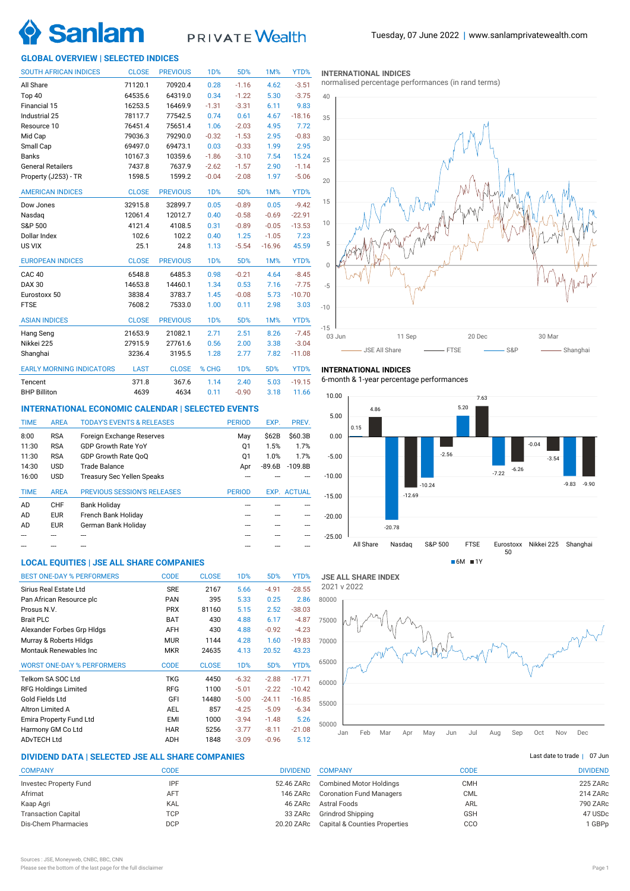# Sanlam PRIVATE Wealth

Tuesday, 07 June 2022 | www.sanlamprivatewealth.com

## GLOBAL OVERVIEW | SELECTED INDICES

| SOUTH AFRICAN INDICES | CLOSE | PREVIOUS | 1D% | 5D% | 1M% | YTD% |
|---|---|---|---|---|---|---|
| All Share | 71120.1 | 70920.4 | 0.28 | -1.16 | 4.62 | -3.51 |
| Top 40 | 64535.6 | 64319.0 | 0.34 | -1.22 | 5.30 | -3.75 |
| Financial 15 | 16253.5 | 16469.9 | -1.31 | -3.31 | 6.11 | 9.83 |
| Industrial 25 | 78117.7 | 77542.5 | 0.74 | 0.61 | 4.67 | -18.16 |
| Resource 10 | 76451.4 | 75651.4 | 1.06 | -2.03 | 4.95 | 7.72 |
| Mid Cap | 79036.3 | 79290.0 | -0.32 | -1.53 | 2.95 | -0.83 |
| Small Cap | 69497.0 | 69473.1 | 0.03 | -0.33 | 1.99 | 2.95 |
| Banks | 10167.3 | 10359.6 | -1.86 | -3.10 | 7.54 | 15.24 |
| General Retailers | 7437.8 | 7637.9 | -2.62 | -1.57 | 2.90 | -1.14 |
| Property (J253) - TR | 1598.5 | 1599.2 | -0.04 | -2.08 | 1.97 | -5.06 |

| AMERICAN INDICES | CLOSE | PREVIOUS | 1D% | 5D% | 1M% | YTD% |
|---|---|---|---|---|---|---|
| Dow Jones | 32915.8 | 32899.7 | 0.05 | -0.89 | 0.05 | -9.42 |
| Nasdaq | 12061.4 | 12012.7 | 0.40 | -0.58 | -0.69 | -22.91 |
| S&P 500 | 4121.4 | 4108.5 | 0.31 | -0.89 | -0.05 | -13.53 |
| Dollar Index | 102.6 | 102.2 | 0.40 | 1.25 | -1.05 | 7.23 |
| US VIX | 25.1 | 24.8 | 1.13 | -5.54 | -16.96 | 45.59 |

| EUROPEAN INDICES | CLOSE | PREVIOUS | 1D% | 5D% | 1M% | YTD% |
|---|---|---|---|---|---|---|
| CAC 40 | 6548.8 | 6485.3 | 0.98 | -0.21 | 4.64 | -8.45 |
| DAX 30 | 14653.8 | 14460.1 | 1.34 | 0.53 | 7.16 | -7.75 |
| Eurostoxx 50 | 3838.4 | 3783.7 | 1.45 | -0.08 | 5.73 | -10.70 |
| FTSE | 7608.2 | 7533.0 | 1.00 | 0.11 | 2.98 | 3.03 |

| ASIAN INDICES | CLOSE | PREVIOUS | 1D% | 5D% | 1M% | YTD% |
|---|---|---|---|---|---|---|
| Hang Seng | 21653.9 | 21082.1 | 2.71 | 2.51 | 8.26 | -7.45 |
| Nikkei 225 | 27915.9 | 27761.6 | 0.56 | 2.00 | 3.38 | -3.04 |
| Shanghai | 3236.4 | 3195.5 | 1.28 | 2.77 | 7.82 | -11.08 |

| EARLY MORNING INDICATORS | LAST | CLOSE | % CHG | 1D% | 5D% | YTD% |
|---|---|---|---|---|---|---|
| Tencent | 371.8 | 367.6 | 1.14 | 2.40 | 5.03 | -19.15 |
| BHP Billiton | 4639 | 4634 | 0.11 | -0.90 | 3.18 | 11.66 |

### INTERNATIONAL INDICES

normalised percentage performances (in rand terms)

Legend: JSE All Share, FTSE, S&P, Shanghai

### INTERNATIONAL INDICES

6-month & 1-year percentage performances

| Index | 6M | 1Y |
|---|---|---|
| All Share | 0.15 | 4.86 |
| Nasdaq | -20.78 | -12.69 |
| S&P 500 | -10.24 | -2.56 |
| FTSE | 5.20 | 7.63 |
| Eurostoxx 50 | -7.22 | -6.26 |
| Nikkei 225 | -0.04 | -3.54 |
| Shanghai | -9.83 | -9.90 |

## INTERNATIONAL ECONOMIC CALENDAR | SELECTED EVENTS

| TIME | AREA | TODAY'S EVENTS & RELEASES | PERIOD | EXP. | PREV. |
|---|---|---|---|---|---|
| 8:00 | RSA | Foreign Exchange Reserves | May | $62B | $60.3B |
| 11:30 | RSA | GDP Growth Rate YoY | Q1 | 1.5% | 1.7% |
| 11:30 | RSA | GDP Growth Rate QoQ | Q1 | 1.0% | 1.7% |
| 14:30 | USD | Trade Balance | Apr | -89.6B | -109.8B |
| 16:00 | USD | Treasury Sec Yellen Speaks | --- | --- | --- |

| TIME | AREA | PREVIOUS SESSION'S RELEASES | PERIOD | EXP. | ACTUAL |
|---|---|---|---|---|---|
| AD | CHF | Bank Holiday | --- | --- | --- |
| AD | EUR | French Bank Holiday | --- | --- | --- |
| AD | EUR | German Bank Holiday | --- | --- | --- |
| --- | --- | --- | --- | --- | --- |
| --- | --- | --- | --- | --- | --- |

## LOCAL EQUITIES | JSE ALL SHARE COMPANIES

| BEST ONE-DAY % PERFORMERS | CODE | CLOSE | 1D% | 5D% | YTD% |
|---|---|---|---|---|---|
| Sirius Real Estate Ltd | SRE | 2167 | 5.66 | -4.91 | -28.55 |
| Pan African Resource plc | PAN | 395 | 5.33 | 0.25 | 2.86 |
| Prosus N.V. | PRX | 81160 | 5.15 | 2.52 | -38.03 |
| Brait PLC | BAT | 430 | 4.88 | 6.17 | -4.87 |
| Alexander Forbes Grp Hldgs | AFH | 430 | 4.88 | -0.92 | -4.23 |
| Murray & Roberts Hldgs | MUR | 1144 | 4.28 | 1.60 | -19.83 |
| Montauk Renewables Inc | MKR | 24635 | 4.13 | 20.52 | 43.23 |

| WORST ONE-DAY % PERFORMERS | CODE | CLOSE | 1D% | 5D% | YTD% |
|---|---|---|---|---|---|
| Telkom SA SOC Ltd | TKG | 4450 | -6.32 | -2.88 | -17.71 |
| RFG Holdings Limited | RFG | 1100 | -5.01 | -2.22 | -10.42 |
| Gold Fields Ltd | GFI | 14480 | -5.00 | -24.11 | -16.85 |
| Altron Limited A | AEL | 857 | -4.25 | -5.09 | -6.34 |
| Emira Property Fund Ltd | EMI | 1000 | -3.94 | -1.48 | 5.26 |
| Harmony GM Co Ltd | HAR | 5256 | -3.77 | -8.11 | -21.08 |
| ADvTECH Ltd | ADH | 1848 | -3.09 | -0.96 | 5.12 |

### JSE ALL SHARE INDEX

2021 v 2022

## DIVIDEND DATA | SELECTED JSE ALL SHARE COMPANIES

Last date to trade | 07 Jun

| COMPANY | CODE | DIVIDEND |
|---|---|---|
| Investec Property Fund | IPF | 52.46 ZARc |
| Afrimat | AFT | 146 ZARc |
| Kaap Agri | KAL | 46 ZARc |
| Transaction Capital | TCP | 33 ZARc |
| Dis-Chem Pharmacies | DCP | 20.20 ZARc |
| Combined Motor Holdings | CMH | 225 ZARc |
| Coronation Fund Managers | CML | 214 ZARc |
| Astral Foods | ARL | 790 ZARc |
| Grindrod Shipping | GSH | 47 USDc |
| Capital & Counties Properties | CCO | 1 GBPp |

Sources : JSE, Moneyweb, CNBC, BBC, CNN

Please see the bottom of the last page for the full disclaimer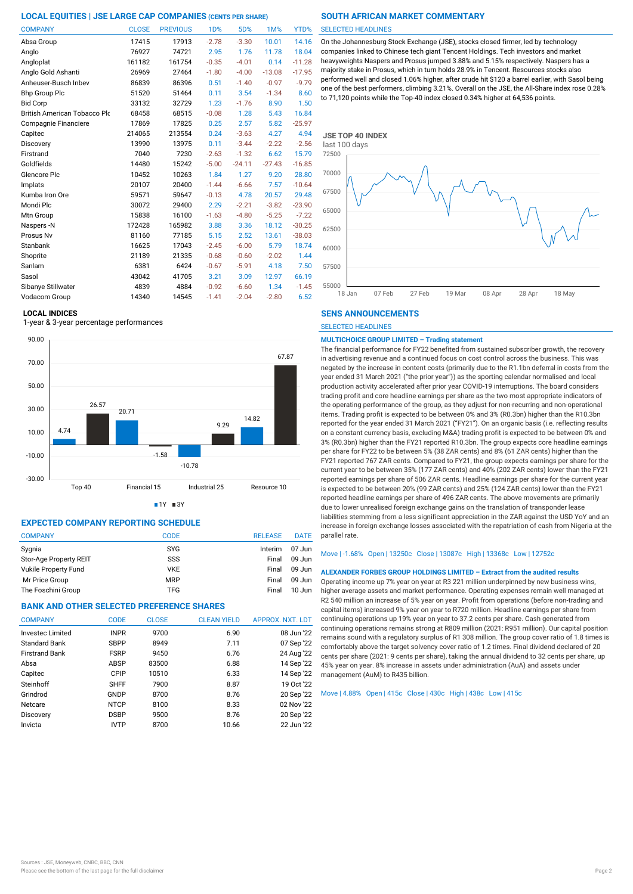## LOCAL EQUITIES | JSE LARGE CAP COMPANIES (CENTS PER SHARE)

| COMPANY | CLOSE | PREVIOUS | 1D% | 5D% | 1M% | YTD% |
|---|---|---|---|---|---|---|
| Absa Group | 17415 | 17913 | -2.78 | -3.30 | 10.01 | 14.16 |
| Anglo | 76927 | 74721 | 2.95 | 1.76 | 11.78 | 18.04 |
| Angloplat | 161182 | 161754 | -0.35 | -4.01 | 0.14 | -11.28 |
| Anglo Gold Ashanti | 26969 | 27464 | -1.80 | -4.00 | -13.08 | -17.95 |
| Anheuser-Busch Inbev | 86839 | 86396 | 0.51 | -1.40 | -0.97 | -9.79 |
| Bhp Group Plc | 51520 | 51464 | 0.11 | 3.54 | -1.34 | 8.60 |
| Bid Corp | 33132 | 32729 | 1.23 | -1.76 | 8.90 | 1.50 |
| British American Tobacco Plc | 68458 | 68515 | -0.08 | 1.28 | 5.43 | 16.84 |
| Compagnie Financiere | 17869 | 17825 | 0.25 | 2.57 | 5.82 | -25.97 |
| Capitec | 214065 | 213554 | 0.24 | -3.63 | 4.27 | 4.94 |
| Discovery | 13990 | 13975 | 0.11 | -3.44 | -2.22 | -2.56 |
| Firstrand | 7040 | 7230 | -2.63 | -1.32 | 6.62 | 15.79 |
| Goldfields | 14480 | 15242 | -5.00 | -24.11 | -27.43 | -16.85 |
| Glencore Plc | 10452 | 10263 | 1.84 | 1.27 | 9.20 | 28.80 |
| Implats | 20107 | 20400 | -1.44 | -6.66 | 7.57 | -10.64 |
| Kumba Iron Ore | 59571 | 59647 | -0.13 | 4.78 | 20.57 | 29.48 |
| Mondi Plc | 30072 | 29400 | 2.29 | -2.21 | -3.82 | -23.90 |
| Mtn Group | 15838 | 16100 | -1.63 | -4.80 | -5.25 | -7.22 |
| Naspers -N | 172428 | 165982 | 3.88 | 3.36 | 18.12 | -30.25 |
| Prosus Nv | 81160 | 77185 | 5.15 | 2.52 | 13.61 | -38.03 |
| Stanbank | 16625 | 17043 | -2.45 | -6.00 | 5.79 | 18.74 |
| Shoprite | 21189 | 21335 | -0.68 | -0.60 | -2.02 | 1.44 |
| Sanlam | 6381 | 6424 | -0.67 | -5.91 | 4.18 | 7.50 |
| Sasol | 43042 | 41705 | 3.21 | 3.09 | 12.97 | 66.19 |
| Sibanye Stillwater | 4839 | 4884 | -0.92 | -6.60 | 1.34 | -1.45 |
| Vodacom Group | 14340 | 14545 | -1.41 | -2.04 | -2.80 | 6.52 |

## LOCAL INDICES

1-year & 3-year percentage performances

| Index | 1Y | 3Y |
|---|---|---|
| Top 40 | 4.74 | 26.57 |
| Financial 15 | 20.71 | -1.58 |
| Industrial 25 | -10.78 | 9.29 |
| Resource 10 | 14.82 | 67.87 |

## EXPECTED COMPANY REPORTING SCHEDULE

| COMPANY | CODE | RELEASE | DATE |
|---|---|---|---|
| Sygnia | SYG | Interim | 07 Jun |
| Stor-Age Property REIT | SSS | Final | 09 Jun |
| Vukile Property Fund | VKE | Final | 09 Jun |
| Mr Price Group | MRP | Final | 09 Jun |
| The Foschini Group | TFG | Final | 10 Jun |

## BANK AND OTHER SELECTED PREFERENCE SHARES

| COMPANY | CODE | CLOSE | CLEAN YIELD | APPROX. NXT. LDT |
|---|---|---|---|---|
| Investec Limited | INPR | 9700 | 6.90 | 08 Jun '22 |
| Standard Bank | SBPP | 8949 | 7.11 | 07 Sep '22 |
| Firstrand Bank | FSRP | 9450 | 6.76 | 24 Aug '22 |
| Absa | ABSP | 83500 | 6.88 | 14 Sep '22 |
| Capitec | CPIP | 10510 | 6.33 | 14 Sep '22 |
| Steinhoff | SHFF | 7900 | 8.87 | 19 Oct '22 |
| Grindrod | GNDP | 8700 | 8.76 | 20 Sep '22 |
| Netcare | NTCP | 8100 | 8.33 | 02 Nov '22 |
| Discovery | DSBP | 9500 | 8.76 | 20 Sep '22 |
| Invicta | IVTP | 8700 | 10.66 | 22 Jun '22 |

## SOUTH AFRICAN MARKET COMMENTARY

SELECTED HEADLINES

On the Johannesburg Stock Exchange (JSE), stocks closed firmer, led by technology companies linked to Chinese tech giant Tencent Holdings. Tech investors and market heavyweights Naspers and Prosus jumped 3.88% and 5.15% respectively. Naspers has a majority stake in Prosus, which in turn holds 28.9% in Tencent. Resources stocks also performed well and closed 1.06% higher, after crude hit $120 a barrel earlier, with Sasol being one of the best performers, climbing 3.21%. Overall on the JSE, the All-Share index rose 0.28% to 71,120 points while the Top-40 index closed 0.34% higher at 64,536 points.

**JSE TOP 40 INDEX**

last 100 days

## SENS ANNOUNCEMENTS

SELECTED HEADLINES

**MULTICHOICE GROUP LIMITED – Trading statement**

The financial performance for FY22 benefited from sustained subscriber growth, the recovery in advertising revenue and a continued focus on cost control across the business. This was negated by the increase in content costs (primarily due to the R1.1bn deferral in costs from the year ended 31 March 2021 ("the prior year")) as the sporting calendar normalised and local production activity accelerated after prior year COVID-19 interruptions. The board considers trading profit and core headline earnings per share as the two most appropriate indicators of the operating performance of the group, as they adjust for non-recurring and non-operational items. Trading profit is expected to be between 0% and 3% (R0.3bn) higher than the R10.3bn reported for the year ended 31 March 2021 ("FY21"). On an organic basis (i.e. reflecting results on a constant currency basis, excluding M&A) trading profit is expected to be between 0% and 3% (R0.3bn) higher than the FY21 reported R10.3bn. The group expects core headline earnings per share for FY22 to be between 5% (38 ZAR cents) and 8% (61 ZAR cents) higher than the FY21 reported 767 ZAR cents. Compared to FY21, the group expects earnings per share for the current year to be between 35% (177 ZAR cents) and 40% (202 ZAR cents) lower than the FY21 reported earnings per share of 506 ZAR cents. Headline earnings per share for the current year is expected to be between 20% (99 ZAR cents) and 25% (124 ZAR cents) lower than the FY21 reported headline earnings per share of 496 ZAR cents. The above movements are primarily due to lower unrealised foreign exchange gains on the translation of transponder lease liabilities stemming from a less significant appreciation in the ZAR against the USD YoY and an increase in foreign exchange losses associated with the repatriation of cash from Nigeria at the parallel rate.

Move | -1.68%  Open | 13250c  Close | 13087c  High | 13368c  Low | 12752c

**ALEXANDER FORBES GROUP HOLDINGS LIMITED – Extract from the audited results**

Operating income up 7% year on year at R3 221 million underpinned by new business wins, higher average assets and market performance. Operating expenses remain well managed at R2 540 million an increase of 5% year on year. Profit from operations (before non-trading and capital items) increased 9% year on year to R720 million. Headline earnings per share from continuing operations up 19% year on year to 37.2 cents per share. Cash generated from continuing operations remains strong at R809 million (2021: R951 million). Our capital position remains sound with a regulatory surplus of R1 308 million. The group cover ratio of 1.8 times is comfortably above the target solvency cover ratio of 1.2 times. Final dividend declared of 20 cents per share (2021: 9 cents per share), taking the annual dividend to 32 cents per share, up 45% year on year. 8% increase in assets under administration (AuA) and assets under management (AuM) to R435 billion.

Move | 4.88%  Open | 415c  Close | 430c  High | 438c  Low | 415c

Sources : JSE, Moneyweb, CNBC, BBC, CNN
Please see the bottom of the last page for the full disclaimer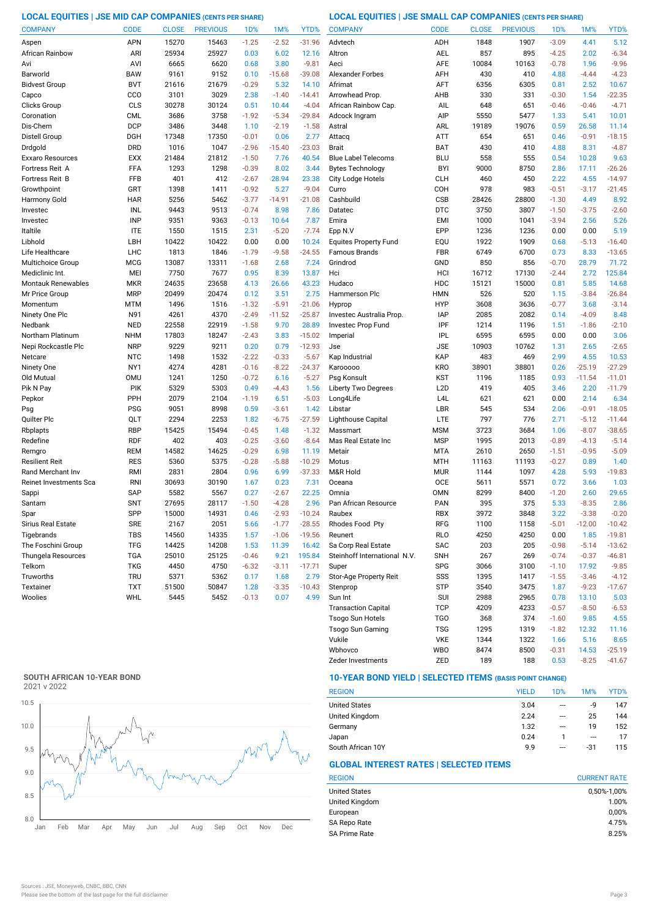## LOCAL EQUITIES | JSE MID CAP COMPANIES (CENTS PER SHARE)

| COMPANY | CODE | CLOSE | PREVIOUS | 1D% | 1M% | YTD% |
|---|---|---|---|---|---|---|
| Aspen | APN | 15270 | 15463 | -1.25 | -2.52 | -31.96 |
| African Rainbow | ARI | 25934 | 25927 | 0.03 | 6.02 | 12.16 |
| Avi | AVI | 6665 | 6620 | 0.68 | 3.80 | -9.81 |
| Barworld | BAW | 9161 | 9152 | 0.10 | -15.68 | -39.08 |
| Bidvest Group | BVT | 21616 | 21679 | -0.29 | 5.32 | 14.10 |
| Capco | CCO | 3101 | 3029 | 2.38 | -1.40 | -14.41 |
| Clicks Group | CLS | 30278 | 30124 | 0.51 | 10.44 | -4.04 |
| Coronation | CML | 3686 | 3758 | -1.92 | -5.34 | -29.84 |
| Dis-Chem | DCP | 3486 | 3448 | 1.10 | -2.19 | -1.58 |
| Distell Group | DGH | 17348 | 17350 | -0.01 | 0.06 | 2.77 |
| Drdgold | DRD | 1016 | 1047 | -2.96 | -15.40 | -23.03 |
| Exxaro Resources | EXX | 21484 | 21812 | -1.50 | 7.76 | 40.54 |
| Fortress Reit A | FFA | 1293 | 1298 | -0.39 | 8.02 | 3.44 |
| Fortress Reit B | FFB | 401 | 412 | -2.67 | 28.94 | 23.38 |
| Growthpoint | GRT | 1398 | 1411 | -0.92 | 5.27 | -9.04 |
| Harmony Gold | HAR | 5256 | 5462 | -3.77 | -14.91 | -21.08 |
| Investec | INL | 9443 | 9513 | -0.74 | 8.98 | 7.86 |
| Investec | INP | 9351 | 9363 | -0.13 | 10.64 | 7.87 |
| Italtile | ITE | 1550 | 1515 | 2.31 | -5.20 | -7.74 |
| Libhold | LBH | 10422 | 10422 | 0.00 | 0.00 | 10.24 |
| Life Healthcare | LHC | 1813 | 1846 | -1.79 | -9.58 | -24.55 |
| Multichoice Group | MCG | 13087 | 13311 | -1.68 | 2.68 | 7.24 |
| Mediclinic Int. | MEI | 7750 | 7677 | 0.95 | 8.39 | 13.87 |
| Montauk Renewables | MKR | 24635 | 23658 | 4.13 | 26.66 | 43.23 |
| Mr Price Group | MRP | 20499 | 20474 | 0.12 | 3.51 | 2.75 |
| Momentum | MTM | 1496 | 1516 | -1.32 | -5.91 | -21.06 |
| Ninety One Plc | N91 | 4261 | 4370 | -2.49 | -11.52 | -25.87 |
| Nedbank | NED | 22558 | 22919 | -1.58 | 9.70 | 28.89 |
| Northam Platinum | NHM | 17803 | 18247 | -2.43 | 3.83 | -15.02 |
| Nepi Rockcastle Plc | NRP | 9229 | 9211 | 0.20 | 0.79 | -12.93 |
| Netcare | NTC | 1498 | 1532 | -2.22 | -0.33 | -5.67 |
| Ninety One | NY1 | 4274 | 4281 | -0.16 | -8.22 | -24.37 |
| Old Mutual | OMU | 1241 | 1250 | -0.72 | 6.16 | -5.27 |
| Pik N Pay | PIK | 5329 | 5303 | 0.49 | -4.43 | 1.56 |
| Pepkor | PPH | 2079 | 2104 | -1.19 | 6.51 | -5.03 |
| Psg | PSG | 9051 | 8998 | 0.59 | -3.61 | 1.42 |
| Quilter Plc | QLT | 2294 | 2253 | 1.82 | -6.75 | -27.59 |
| Rbplapts | RBP | 15425 | 15494 | -0.45 | 1.48 | -1.32 |
| Redefine | RDF | 402 | 403 | -0.25 | -3.60 | -8.64 |
| Remgro | REM | 14582 | 14625 | -0.29 | 6.98 | 11.19 |
| Resilient Reit | RES | 5360 | 5375 | -0.28 | -5.88 | -10.29 |
| Rand Merchant Inv | RMI | 2831 | 2804 | 0.96 | 6.99 | -37.33 |
| Reinet Investments Sca | RNI | 30693 | 30190 | 1.67 | 0.23 | 7.31 |
| Sappi | SAP | 5582 | 5567 | 0.27 | -2.67 | 22.25 |
| Santam | SNT | 27695 | 28117 | -1.50 | -4.28 | 2.96 |
| Spar | SPP | 15000 | 14931 | 0.46 | -2.93 | -10.24 |
| Sirius Real Estate | SRE | 2167 | 2051 | 5.66 | -1.77 | -28.55 |
| Tigebrands | TBS | 14560 | 14335 | 1.57 | -1.06 | -19.56 |
| The Foschini Group | TFG | 14425 | 14208 | 1.53 | 11.39 | 16.42 |
| Thungela Resources | TGA | 25010 | 25125 | -0.46 | 9.21 | 195.84 |
| Telkom | TKG | 4450 | 4750 | -6.32 | -3.11 | -17.71 |
| Truworths | TRU | 5371 | 5362 | 0.17 | 1.68 | 2.79 |
| Textainer | TXT | 51500 | 50847 | 1.28 | -3.35 | -10.43 |
| Woolies | WHL | 5445 | 5452 | -0.13 | 0.07 | 4.99 |

## LOCAL EQUITIES | JSE SMALL CAP COMPANIES (CENTS PER SHARE)

| COMPANY | CODE | CLOSE | PREVIOUS | 1D% | 1M% | YTD% |
|---|---|---|---|---|---|---|
| Advtech | ADH | 1848 | 1907 | -3.09 | 4.41 | 5.12 |
| Altron | AEL | 857 | 895 | -4.25 | 2.02 | -6.34 |
| Aeci | AFE | 10084 | 10163 | -0.78 | 1.96 | -9.96 |
| Alexander Forbes | AFH | 430 | 410 | 4.88 | -4.44 | -4.23 |
| Afrimat | AFT | 6356 | 6305 | 0.81 | 2.52 | 10.67 |
| Arrowhead Prop. | AHB | 330 | 331 | -0.30 | 1.54 | -22.35 |
| African Rainbow Cap. | AIL | 648 | 651 | -0.46 | -0.46 | -4.71 |
| Adcock Ingram | AIP | 5550 | 5477 | 1.33 | 5.41 | 10.01 |
| Astral | ARL | 19189 | 19076 | 0.59 | 26.58 | 11.14 |
| Attacq | ATT | 654 | 651 | 0.46 | -0.91 | -18.15 |
| Brait | BAT | 430 | 410 | 4.88 | 8.31 | -4.87 |
| Blue Label Telecoms | BLU | 558 | 555 | 0.54 | 10.28 | 9.63 |
| Bytes Technology | BYI | 9000 | 8750 | 2.86 | 17.11 | -26.26 |
| City Lodge Hotels | CLH | 460 | 450 | 2.22 | 4.55 | -14.97 |
| Curro | COH | 978 | 983 | -0.51 | -3.17 | -21.45 |
| Cashbuild | CSB | 28426 | 28800 | -1.30 | 4.49 | 8.92 |
| Datatec | DTC | 3750 | 3807 | -1.50 | -3.75 | -2.60 |
| Emira | EMI | 1000 | 1041 | -3.94 | 2.56 | 5.26 |
| Epp N.V | EPP | 1236 | 1236 | 0.00 | 0.00 | 5.19 |
| Equites Property Fund | EQU | 1922 | 1909 | 0.68 | -5.13 | -16.40 |
| Famous Brands | FBR | 6749 | 6700 | 0.73 | 8.33 | -13.65 |
| Grindrod | GND | 850 | 856 | -0.70 | 28.79 | 71.72 |
| Hci | HCI | 16712 | 17130 | -2.44 | 2.72 | 125.84 |
| Hudaco | HDC | 15121 | 15000 | 0.81 | 5.85 | 14.68 |
| Hammerson Plc | HMN | 526 | 520 | 1.15 | -3.84 | -26.84 |
| Hyprop | HYP | 3608 | 3636 | -0.77 | 3.68 | -3.14 |
| Investec Australia Prop. | IAP | 2085 | 2082 | 0.14 | -4.09 | 8.48 |
| Investec Prop Fund | IPF | 1214 | 1196 | 1.51 | -1.86 | -2.10 |
| Imperial | IPL | 6595 | 6595 | 0.00 | 0.00 | 3.06 |
| Jse | JSE | 10903 | 10762 | 1.31 | 2.65 | -2.65 |
| Kap Industrial | KAP | 483 | 469 | 2.99 | 4.55 | 10.53 |
| Karooooo | KRO | 38901 | 38801 | 0.26 | -25.19 | -27.29 |
| Psg Konsult | KST | 1196 | 1185 | 0.93 | -11.54 | -11.01 |
| Liberty Two Degrees | L2D | 419 | 405 | 3.46 | 2.20 | -11.79 |
| Long4Life | L4L | 621 | 621 | 0.00 | 2.14 | 6.34 |
| Libstar | LBR | 545 | 534 | 2.06 | -0.91 | -18.05 |
| Lighthouse Capital | LTE | 797 | 776 | 2.71 | -5.12 | -11.44 |
| Massmart | MSM | 3723 | 3684 | 1.06 | -8.07 | -38.65 |
| Mas Real Estate Inc | MSP | 1995 | 2013 | -0.89 | -4.13 | -5.14 |
| Metair | MTA | 2610 | 2650 | -1.51 | -0.95 | -5.09 |
| Motus | MTH | 11163 | 11193 | -0.27 | 0.89 | 1.40 |
| M&R Hold | MUR | 1144 | 1097 | 4.28 | 5.93 | -19.83 |
| Oceana | OCE | 5611 | 5571 | 0.72 | 3.66 | 1.03 |
| Omnia | OMN | 8299 | 8400 | -1.20 | 2.60 | 29.65 |
| Pan African Resource | PAN | 395 | 375 | 5.33 | -8.35 | 2.86 |
| Raubex | RBX | 3972 | 3848 | 3.22 | -3.38 | -0.20 |
| Rhodes Food Pty | RFG | 1100 | 1158 | -5.01 | -12.00 | -10.42 |
| Reunert | RLO | 4250 | 4250 | 0.00 | 1.85 | -19.81 |
| Sa Corp Real Estate | SAC | 203 | 205 | -0.98 | -5.14 | -13.62 |
| Steinhoff International N.V. | SNH | 267 | 269 | -0.74 | -0.37 | -46.81 |
| Super | SPG | 3066 | 3100 | -1.10 | 17.92 | -9.85 |
| Stor-Age Property Reit | SSS | 1395 | 1417 | -1.55 | -3.46 | -4.12 |
| Stenprop | STP | 3540 | 3475 | 1.87 | -9.23 | -17.67 |
| Sun Int | SUI | 2988 | 2965 | 0.78 | 13.10 | 5.03 |
| Transaction Capital | TCP | 4209 | 4233 | -0.57 | -8.50 | -6.53 |
| Tsogo Sun Hotels | TGO | 368 | 374 | -1.60 | 9.85 | 4.55 |
| Tsogo Sun Gaming | TSG | 1295 | 1319 | -1.82 | 12.32 | 11.16 |
| Vukile | VKE | 1344 | 1322 | 1.66 | 5.16 | 8.65 |
| Wbhovco | WBO | 8474 | 8500 | -0.31 | 14.53 | -25.19 |
| Zeder Investments | ZED | 189 | 188 | 0.53 | -8.25 | -41.67 |

## SOUTH AFRICAN 10-YEAR BOND

2021 v 2022

## 10-YEAR BOND YIELD | SELECTED ITEMS (BASIS POINT CHANGE)

| REGION | YIELD | 1D% | 1M% | YTD% |
|---|---|---|---|---|
| United States | 3.04 | --- | -9 | 147 |
| United Kingdom | 2.24 | --- | 25 | 144 |
| Germany | 1.32 | --- | 19 | 152 |
| Japan | 0.24 | 1 | --- | 17 |
| South African 10Y | 9.9 | --- | -31 | 115 |

## GLOBAL INTEREST RATES | SELECTED ITEMS

| REGION | CURRENT RATE |
|---|---|
| United States | 0,50%-1,00% |
| United Kingdom | 1.00% |
| European | 0,00% |
| SA Repo Rate | 4.75% |
| SA Prime Rate | 8.25% |

Sources : JSE, Moneyweb, CNBC, BBC, CNN

Please see the bottom of the last page for the full disclaimer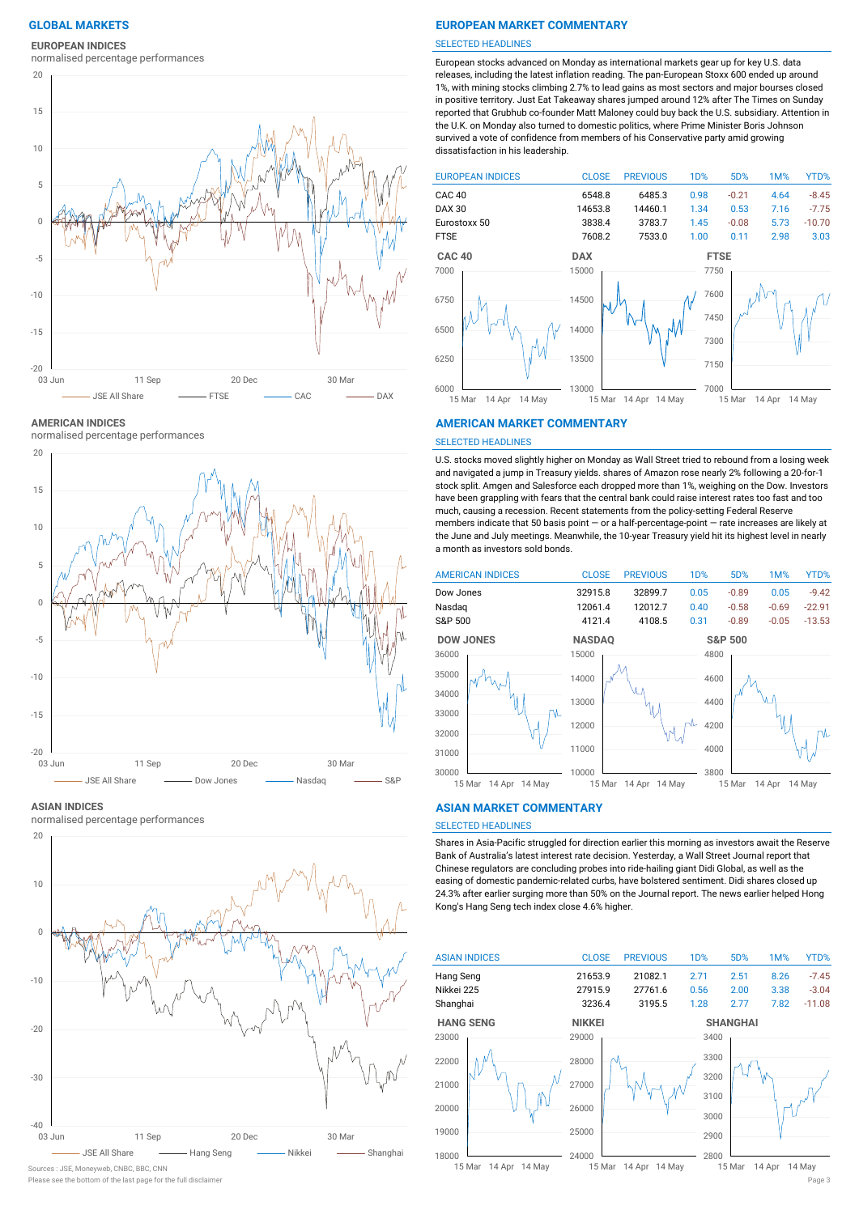## GLOBAL MARKETS

### EUROPEAN INDICES

normalised percentage performances

JSE All Share — FTSE — CAC — DAX

### AMERICAN INDICES

normalised percentage performances

JSE All Share — Dow Jones — Nasdaq — S&P

### ASIAN INDICES

normalised percentage performances

JSE All Share — Hang Seng — Nikkei — Shanghai

Sources : JSE, Moneyweb, CNBC, BBC, CNN

Please see the bottom of the last page for the full disclaimer

## EUROPEAN MARKET COMMENTARY

SELECTED HEADLINES

European stocks advanced on Monday as international markets gear up for key U.S. data releases, including the latest inflation reading. The pan-European Stoxx 600 ended up around 1%, with mining stocks climbing 2.7% to lead gains as most sectors and major bourses closed in positive territory. Just Eat Takeaway shares jumped around 12% after The Times on Sunday reported that Grubhub co-founder Matt Maloney could buy back the U.S. subsidiary. Attention in the U.K. on Monday also turned to domestic politics, where Prime Minister Boris Johnson survived a vote of confidence from members of his Conservative party amid growing dissatisfaction in his leadership.

| EUROPEAN INDICES | CLOSE | PREVIOUS | 1D% | 5D% | 1M% | YTD% |
|---|---|---|---|---|---|---|
| CAC 40 | 6548.8 | 6485.3 | 0.98 | -0.21 | 4.64 | -8.45 |
| DAX 30 | 14653.8 | 14460.1 | 1.34 | 0.53 | 7.16 | -7.75 |
| Eurostoxx 50 | 3838.4 | 3783.7 | 1.45 | -0.08 | 5.73 | -10.70 |
| FTSE | 7608.2 | 7533.0 | 1.00 | 0.11 | 2.98 | 3.03 |

## AMERICAN MARKET COMMENTARY

SELECTED HEADLINES

U.S. stocks moved slightly higher on Monday as Wall Street tried to rebound from a losing week and navigated a jump in Treasury yields. shares of Amazon rose nearly 2% following a 20-for-1 stock split. Amgen and Salesforce each dropped more than 1%, weighing on the Dow. Investors have been grappling with fears that the central bank could raise interest rates too fast and too much, causing a recession. Recent statements from the policy-setting Federal Reserve members indicate that 50 basis point — or a half-percentage-point — rate increases are likely at the June and July meetings. Meanwhile, the 10-year Treasury yield hit its highest level in nearly a month as investors sold bonds.

| AMERICAN INDICES | CLOSE | PREVIOUS | 1D% | 5D% | 1M% | YTD% |
|---|---|---|---|---|---|---|
| Dow Jones | 32915.8 | 32899.7 | 0.05 | -0.89 | 0.05 | -9.42 |
| Nasdaq | 12061.4 | 12012.7 | 0.40 | -0.58 | -0.69 | -22.91 |
| S&P 500 | 4121.4 | 4108.5 | 0.31 | -0.89 | -0.05 | -13.53 |

## ASIAN MARKET COMMENTARY

SELECTED HEADLINES

Shares in Asia-Pacific struggled for direction earlier this morning as investors await the Reserve Bank of Australia's latest interest rate decision. Yesterday, a Wall Street Journal report that Chinese regulators are concluding probes into ride-hailing giant Didi Global, as well as the easing of domestic pandemic-related curbs, have bolstered sentiment. Didi shares closed up 24.3% after earlier surging more than 50% on the Journal report. The news earlier helped Hong Kong's Hang Seng tech index close 4.6% higher.

| ASIAN INDICES | CLOSE | PREVIOUS | 1D% | 5D% | 1M% | YTD% |
|---|---|---|---|---|---|---|
| Hang Seng | 21653.9 | 21082.1 | 2.71 | 2.51 | 8.26 | -7.45 |
| Nikkei 225 | 27915.9 | 27761.6 | 0.56 | 2.00 | 3.38 | -3.04 |
| Shanghai | 3236.4 | 3195.5 | 1.28 | 2.77 | 7.82 | -11.08 |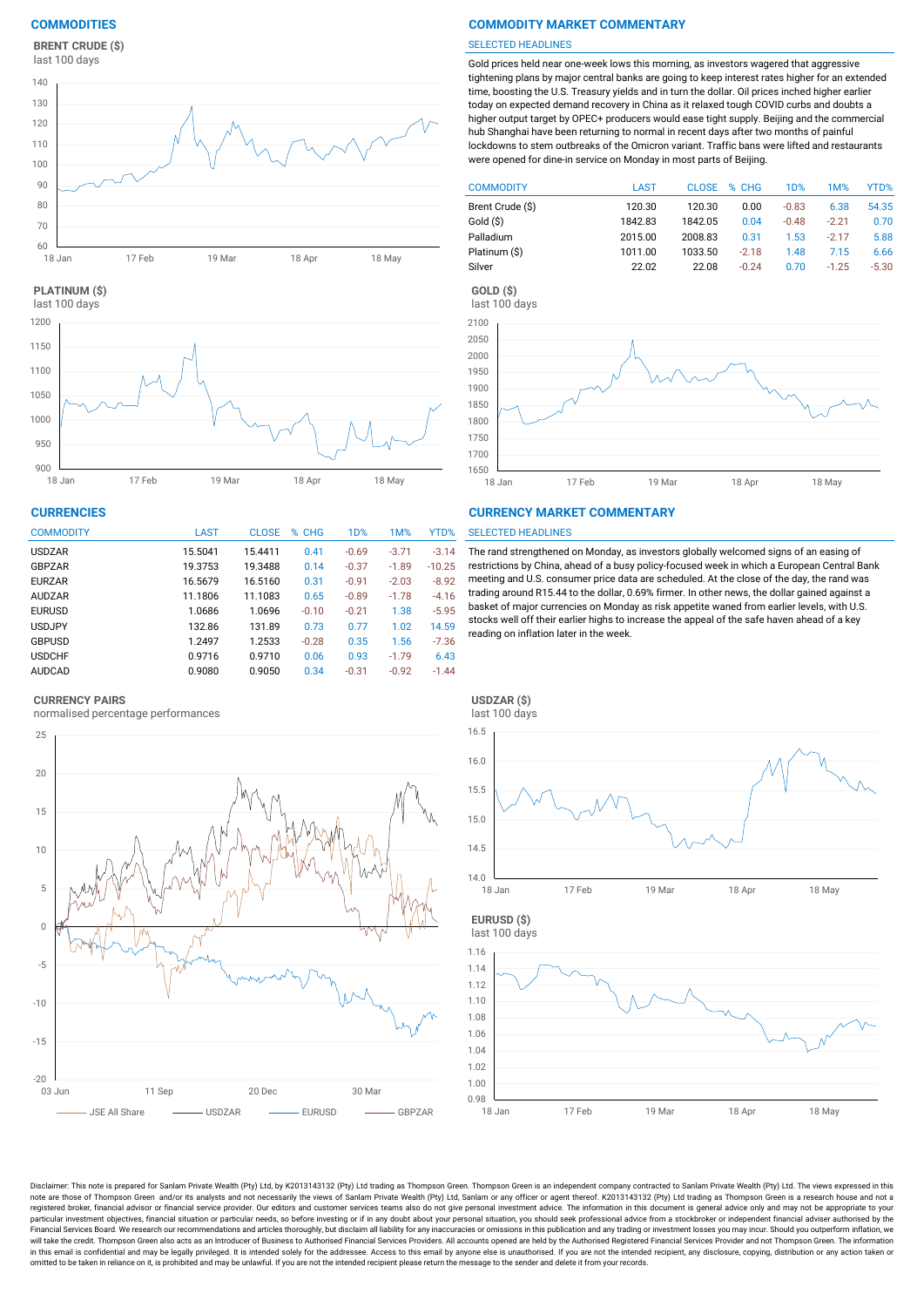## COMMODITIES

**BRENT CRUDE ($)**
last 100 days

140
130
120
110
100
90
80
70
60
18 Jan
17 Feb
19 Mar
18 Apr
18 May

**PLATINUM ($)**
last 100 days

1200
1150
1100
1050
1000
950
900
18 Jan
17 Feb
19 Mar
18 Apr
18 May

## COMMODITY MARKET COMMENTARY

SELECTED HEADLINES

Gold prices held near one-week lows this morning, as investors wagered that aggressive tightening plans by major central banks are going to keep interest rates higher for an extended time, boosting the U.S. Treasury yields and in turn the dollar. Oil prices inched higher earlier today on expected demand recovery in China as it relaxed tough COVID curbs and doubts a higher output target by OPEC+ producers would ease tight supply. Beijing and the commercial hub Shanghai have been returning to normal in recent days after two months of painful lockdowns to stem outbreaks of the Omicron variant. Traffic bans were lifted and restaurants were opened for dine-in service on Monday in most parts of Beijing.

| COMMODITY | LAST | CLOSE | % CHG | 1D% | 1M% | YTD% |
|---|---|---|---|---|---|---|
| Brent Crude ($) | 120.30 | 120.30 | 0.00 | -0.83 | 6.38 | 54.35 |
| Gold ($) | 1842.83 | 1842.05 | 0.04 | -0.48 | -2.21 | 0.70 |
| Palladium | 2015.00 | 2008.83 | 0.31 | 1.53 | -2.17 | 5.88 |
| Platinum ($) | 1011.00 | 1033.50 | -2.18 | 1.48 | 7.15 | 6.66 |
| Silver | 22.02 | 22.08 | -0.24 | 0.70 | -1.25 | -5.30 |

**GOLD ($)**
last 100 days

2100
2050
2000
1950
1900
1850
1800
1750
1700
1650
18 Jan
17 Feb
19 Mar
18 Apr
18 May

## CURRENCIES

| COMMODITY | LAST | CLOSE | % CHG | 1D% | 1M% | YTD% |
|---|---|---|---|---|---|---|
| USDZAR | 15.5041 | 15.4411 | 0.41 | -0.69 | -3.71 | -3.14 |
| GBPZAR | 19.3753 | 19.3488 | 0.14 | -0.37 | -1.89 | -10.25 |
| EURZAR | 16.5679 | 16.5160 | 0.31 | -0.91 | -2.03 | -8.92 |
| AUDZAR | 11.1806 | 11.1083 | 0.65 | -0.89 | -1.78 | -4.16 |
| EURUSD | 1.0686 | 1.0696 | -0.10 | -0.21 | 1.38 | -5.95 |
| USDJPY | 132.86 | 131.89 | 0.73 | 0.77 | 1.02 | 14.59 |
| GBPUSD | 1.2497 | 1.2533 | -0.28 | 0.35 | 1.56 | -7.36 |
| USDCHF | 0.9716 | 0.9710 | 0.06 | 0.93 | -1.79 | 6.43 |
| AUDCAD | 0.9080 | 0.9050 | 0.34 | -0.31 | -0.92 | -1.44 |

## CURRENCY MARKET COMMENTARY

SELECTED HEADLINES

The rand strengthened on Monday, as investors globally welcomed signs of an easing of restrictions by China, ahead of a busy policy-focused week in which a European Central Bank meeting and U.S. consumer price data are scheduled. At the close of the day, the rand was trading around R15.44 to the dollar, 0.69% firmer. In other news, the dollar gained against a basket of major currencies on Monday as risk appetite waned from earlier levels, with U.S. stocks well off their earlier highs to increase the appeal of the safe haven ahead of a key reading on inflation later in the week.

**CURRENCY PAIRS**
normalised percentage performances

25
20
15
10
5
0
-5
-10
-15
-20
03 Jun
11 Sep
20 Dec
30 Mar
JSE All Share
USDZAR
EURUSD
GBPZAR

**USDZAR ($)**
last 100 days

16.5
16.0
15.5
15.0
14.5
14.0
18 Jan
17 Feb
19 Mar
18 Apr
18 May

**EURUSD ($)**
last 100 days

1.16
1.14
1.12
1.10
1.08
1.06
1.04
1.02
1.00
0.98
18 Jan
17 Feb
19 Mar
18 Apr
18 May

Disclaimer: This note is prepared for Sanlam Private Wealth (Pty) Ltd, by K2013143132 (Pty) Ltd trading as Thompson Green. Thompson Green is an independent company contracted to Sanlam Private Wealth (Pty) Ltd. The views expressed in this note are those of Thompson Green and/or its analysts and not necessarily the views of Sanlam Private Wealth (Pty) Ltd, Sanlam or any officer or agent thereof. K2013143132 (Pty) Ltd trading as Thompson Green is a research house and not a registered broker, financial advisor or financial service provider. Our editors and customer services teams also do not give personal investment advice. The information in this document is general advice only and may not be appropriate to your particular investment objectives, financial situation or particular needs, so before investing or if in any doubt about your personal situation, you should seek professional advice from a stockbroker or independent financial adviser authorised by the Financial Services Board. We research our recommendations and articles thoroughly, but disclaim all liability for any inaccuracies or omissions in this publication and any trading or investment losses you may incur. Should you outperform inflation, we will take the credit. Thompson Green also acts as an Introducer of Business to Authorised Financial Services Providers. All accounts opened are held by the Authorised Registered Financial Services Provider and not Thompson Green. The information in this email is confidential and may be legally privileged. It is intended solely for the addressee. Access to this email by anyone else is unauthorised. If you are not the intended recipient, any disclosure, copying, distribution or any action taken or omitted to be taken in reliance on it, is prohibited and may be unlawful. If you are not the intended recipient please return the message to the sender and delete it from your records.